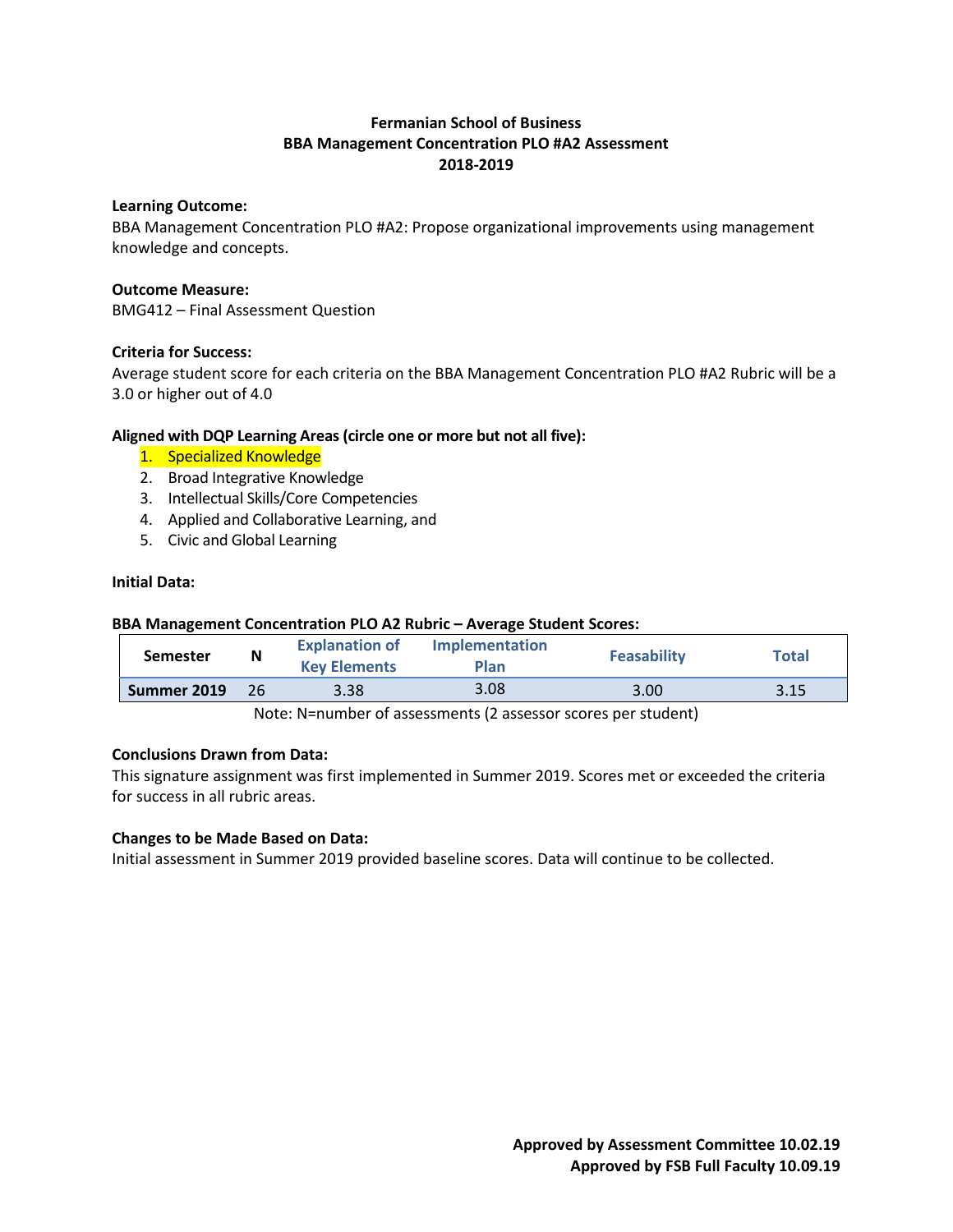**Fermanian School of Business**
**BBA Management Concentration PLO #A2 Assessment**
**2018-2019**

**Learning Outcome:**
BBA Management Concentration PLO #A2: Propose organizational improvements using management knowledge and concepts.

**Outcome Measure:**
BMG412 – Final Assessment Question

**Criteria for Success:**
Average student score for each criteria on the BBA Management Concentration PLO #A2 Rubric will be a 3.0 or higher out of 4.0

**Aligned with DQP Learning Areas (circle one or more but not all five):**

1. Specialized Knowledge
2. Broad Integrative Knowledge
3. Intellectual Skills/Core Competencies
4. Applied and Collaborative Learning, and
5. Civic and Global Learning

**Initial Data:**

**BBA Management Concentration PLO A2 Rubric – Average Student Scores:**

| Semester | N | Explanation of Key Elements | Implementation Plan | Feasability | Total |
|---|---|---|---|---|---|
| **Summer 2019** | 26 | 3.38 | 3.08 | 3.00 | 3.15 |

Note: N=number of assessments (2 assessor scores per student)

**Conclusions Drawn from Data:**
This signature assignment was first implemented in Summer 2019. Scores met or exceeded the criteria for success in all rubric areas.

**Changes to be Made Based on Data:**
Initial assessment in Summer 2019 provided baseline scores. Data will continue to be collected.

**Approved by Assessment Committee 10.02.19**
**Approved by FSB Full Faculty 10.09.19**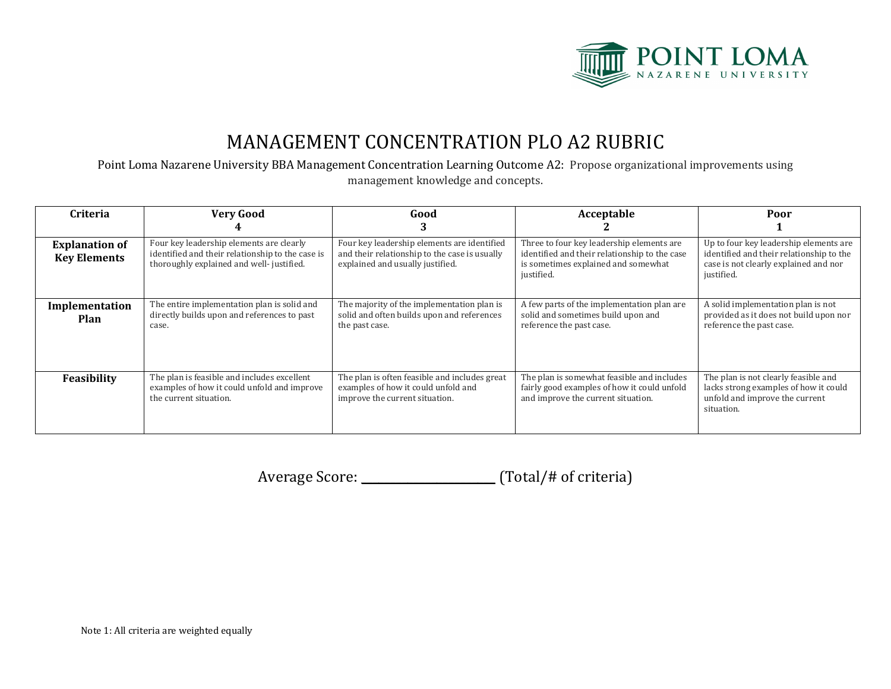# MANAGEMENT CONCENTRATION PLO A2 RUBRIC

Point Loma Nazarene University BBA Management Concentration Learning Outcome A2: Propose organizational improvements using management knowledge and concepts.

| Criteria | Very Good<br>4 | Good<br>3 | Acceptable<br>2 | Poor<br>1 |
|---|---|---|---|---|
| **Explanation of Key Elements** | Four key leadership elements are clearly identified and their relationship to the case is thoroughly explained and well- justified. | Four key leadership elements are identified and their relationship to the case is usually explained and usually justified. | Three to four key leadership elements are identified and their relationship to the case is sometimes explained and somewhat justified. | Up to four key leadership elements are identified and their relationship to the case is not clearly explained and nor justified. |
| **Implementation Plan** | The entire implementation plan is solid and directly builds upon and references to past case. | The majority of the implementation plan is solid and often builds upon and references the past case. | A few parts of the implementation plan are solid and sometimes build upon and reference the past case. | A solid implementation plan is not provided as it does not build upon nor reference the past case. |
| **Feasibility** | The plan is feasible and includes excellent examples of how it could unfold and improve the current situation. | The plan is often feasible and includes great examples of how it could unfold and improve the current situation. | The plan is somewhat feasible and includes fairly good examples of how it could unfold and improve the current situation. | The plan is not clearly feasible and lacks strong examples of how it could unfold and improve the current situation. |

Average Score: ______________________ (Total/# of criteria)

Note 1: All criteria are weighted equally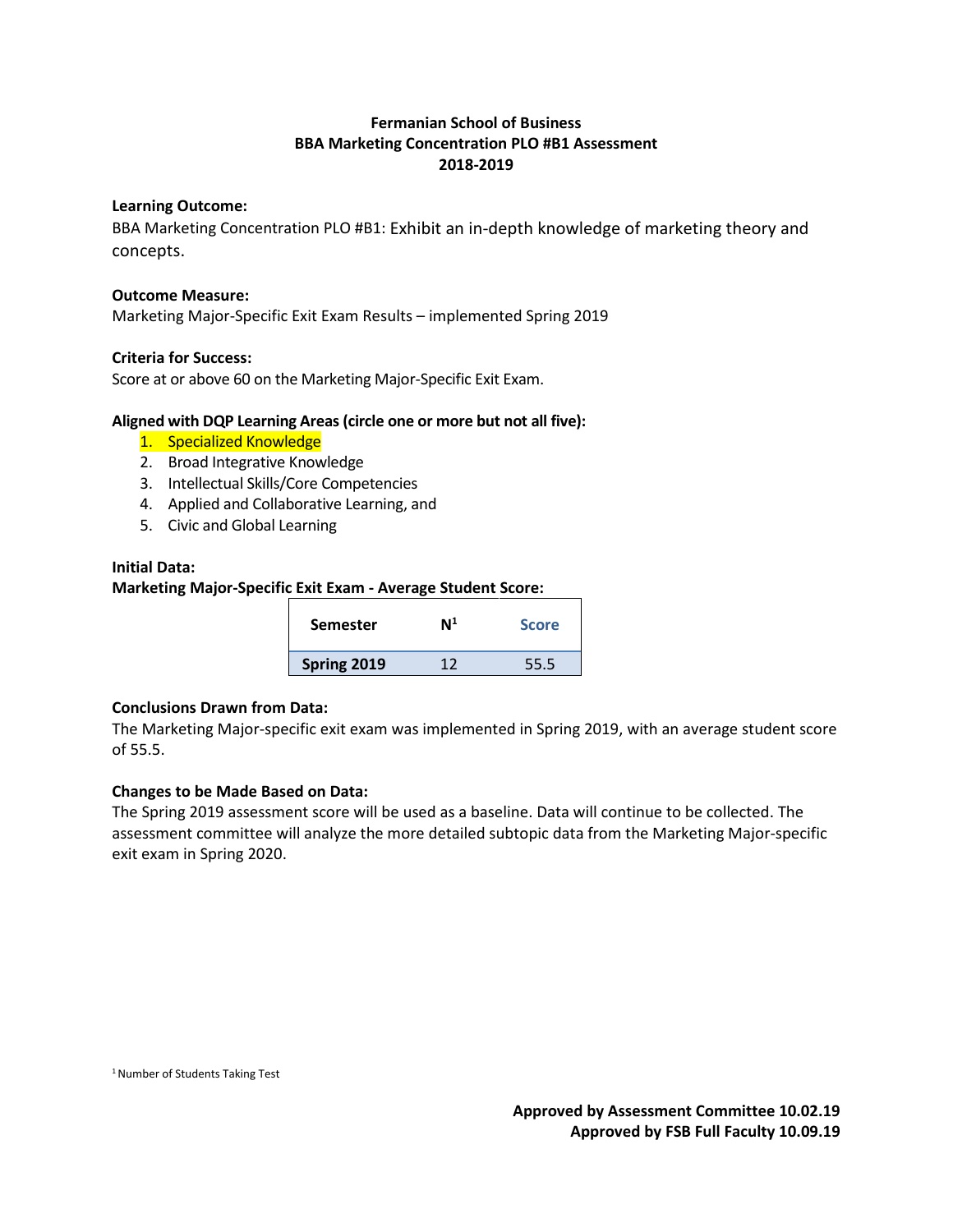**Fermanian School of Business**
**BBA Marketing Concentration PLO #B1 Assessment**
**2018-2019**

**Learning Outcome:**
BBA Marketing Concentration PLO #B1: Exhibit an in-depth knowledge of marketing theory and concepts.

**Outcome Measure:**
Marketing Major-Specific Exit Exam Results – implemented Spring 2019

**Criteria for Success:**
Score at or above 60 on the Marketing Major-Specific Exit Exam.

**Aligned with DQP Learning Areas (circle one or more but not all five):**

1. Specialized Knowledge
2. Broad Integrative Knowledge
3. Intellectual Skills/Core Competencies
4. Applied and Collaborative Learning, and
5. Civic and Global Learning

**Initial Data:**
**Marketing Major-Specific Exit Exam - Average Student Score:**

| Semester | N[1] | Score |
|---|---|---|
| **Spring 2019** | 12 | 55.5 |

**Conclusions Drawn from Data:**
The Marketing Major-specific exit exam was implemented in Spring 2019, with an average student score of 55.5.

**Changes to be Made Based on Data:**
The Spring 2019 assessment score will be used as a baseline. Data will continue to be collected. The assessment committee will analyze the more detailed subtopic data from the Marketing Major-specific exit exam in Spring 2020.

[1] Number of Students Taking Test

**Approved by Assessment Committee 10.02.19**
**Approved by FSB Full Faculty 10.09.19**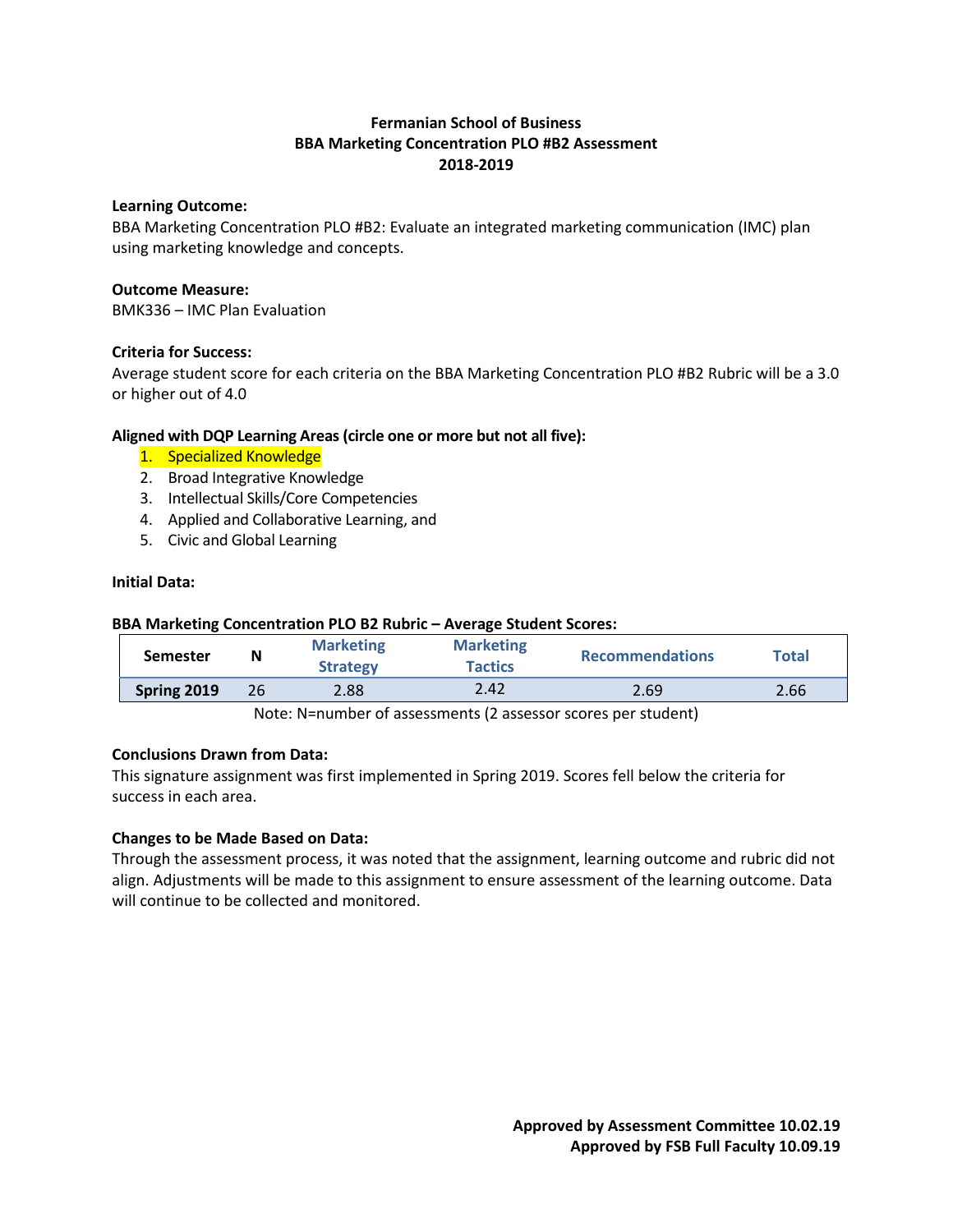**Fermanian School of Business**
**BBA Marketing Concentration PLO #B2 Assessment**
**2018-2019**

**Learning Outcome:**
BBA Marketing Concentration PLO #B2: Evaluate an integrated marketing communication (IMC) plan using marketing knowledge and concepts.

**Outcome Measure:**
BMK336 – IMC Plan Evaluation

**Criteria for Success:**
Average student score for each criteria on the BBA Marketing Concentration PLO #B2 Rubric will be a 3.0 or higher out of 4.0

**Aligned with DQP Learning Areas (circle one or more but not all five):**

1. Specialized Knowledge
2. Broad Integrative Knowledge
3. Intellectual Skills/Core Competencies
4. Applied and Collaborative Learning, and
5. Civic and Global Learning

**Initial Data:**

**BBA Marketing Concentration PLO B2 Rubric – Average Student Scores:**

| Semester | N | Marketing Strategy | Marketing Tactics | Recommendations | Total |
|---|---|---|---|---|---|
| **Spring 2019** | 26 | 2.88 | 2.42 | 2.69 | 2.66 |

Note: N=number of assessments (2 assessor scores per student)

**Conclusions Drawn from Data:**
This signature assignment was first implemented in Spring 2019. Scores fell below the criteria for success in each area.

**Changes to be Made Based on Data:**
Through the assessment process, it was noted that the assignment, learning outcome and rubric did not align. Adjustments will be made to this assignment to ensure assessment of the learning outcome. Data will continue to be collected and monitored.

**Approved by Assessment Committee 10.02.19**
**Approved by FSB Full Faculty 10.09.19**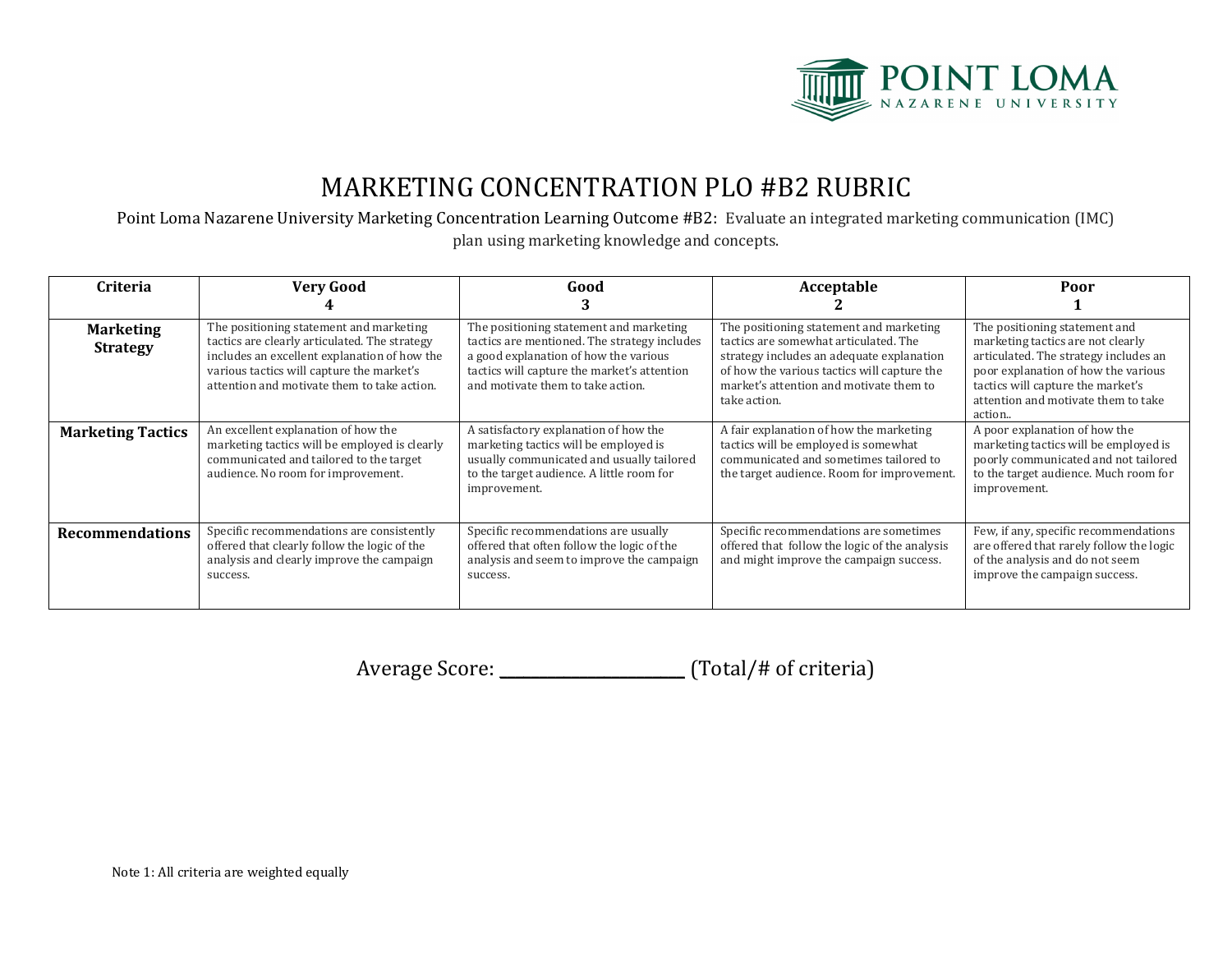# MARKETING CONCENTRATION PLO #B2 RUBRIC

Point Loma Nazarene University Marketing Concentration Learning Outcome #B2: Evaluate an integrated marketing communication (IMC) plan using marketing knowledge and concepts.

| Criteria | Very Good 4 | Good 3 | Acceptable 2 | Poor 1 |
|---|---|---|---|---|
| **Marketing Strategy** | The positioning statement and marketing tactics are clearly articulated. The strategy includes an excellent explanation of how the various tactics will capture the market's attention and motivate them to take action. | The positioning statement and marketing tactics are mentioned. The strategy includes a good explanation of how the various tactics will capture the market's attention and motivate them to take action. | The positioning statement and marketing tactics are somewhat articulated. The strategy includes an adequate explanation of how the various tactics will capture the market's attention and motivate them to take action. | The positioning statement and marketing tactics are not clearly articulated. The strategy includes an poor explanation of how the various tactics will capture the market's attention and motivate them to take action.. |
| **Marketing Tactics** | An excellent explanation of how the marketing tactics will be employed is clearly communicated and tailored to the target audience. No room for improvement. | A satisfactory explanation of how the marketing tactics will be employed is usually communicated and usually tailored to the target audience. A little room for improvement. | A fair explanation of how the marketing tactics will be employed is somewhat communicated and sometimes tailored to the target audience. Room for improvement. | A poor explanation of how the marketing tactics will be employed is poorly communicated and not tailored to the target audience. Much room for improvement. |
| **Recommendations** | Specific recommendations are consistently offered that clearly follow the logic of the analysis and clearly improve the campaign success. | Specific recommendations are usually offered that often follow the logic of the analysis and seem to improve the campaign success. | Specific recommendations are sometimes offered that follow the logic of the analysis and might improve the campaign success. | Few, if any, specific recommendations are offered that rarely follow the logic of the analysis and do not seem improve the campaign success. |

Average Score: ______________________ (Total/# of criteria)

Note 1: All criteria are weighted equally